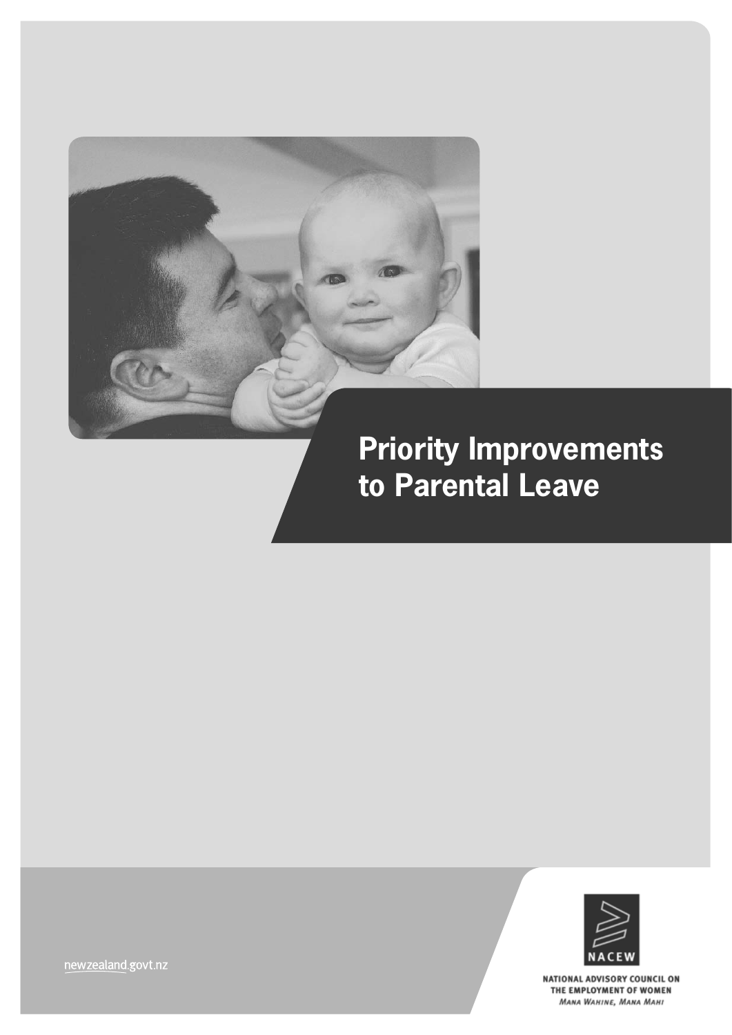# Priority Improvements to Parental Leave

newzealand.govt.nz

NACEW

NATIONAL ADVISORY COUNCIL ON THE EMPLOYMENT OF WOMEN

*Mana Wahine, Mana Mahi*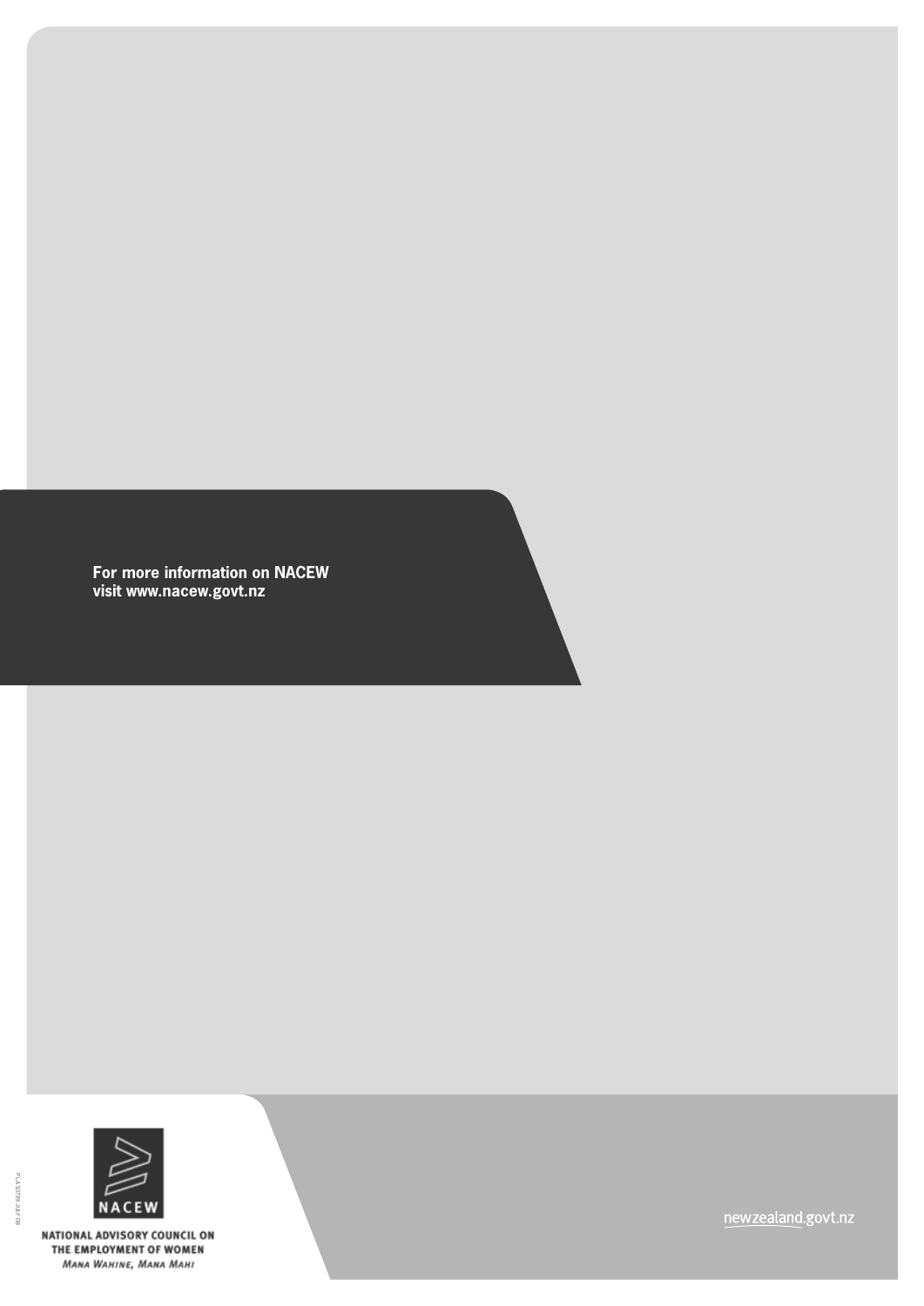**For more information on NACEW**
**visit www.nacew.govt.nz**

PLA 10739 JULY 08

NACEW

NATIONAL ADVISORY COUNCIL ON THE EMPLOYMENT OF WOMEN

*Mana Wahine, Mana Mahi*

newzealand.govt.nz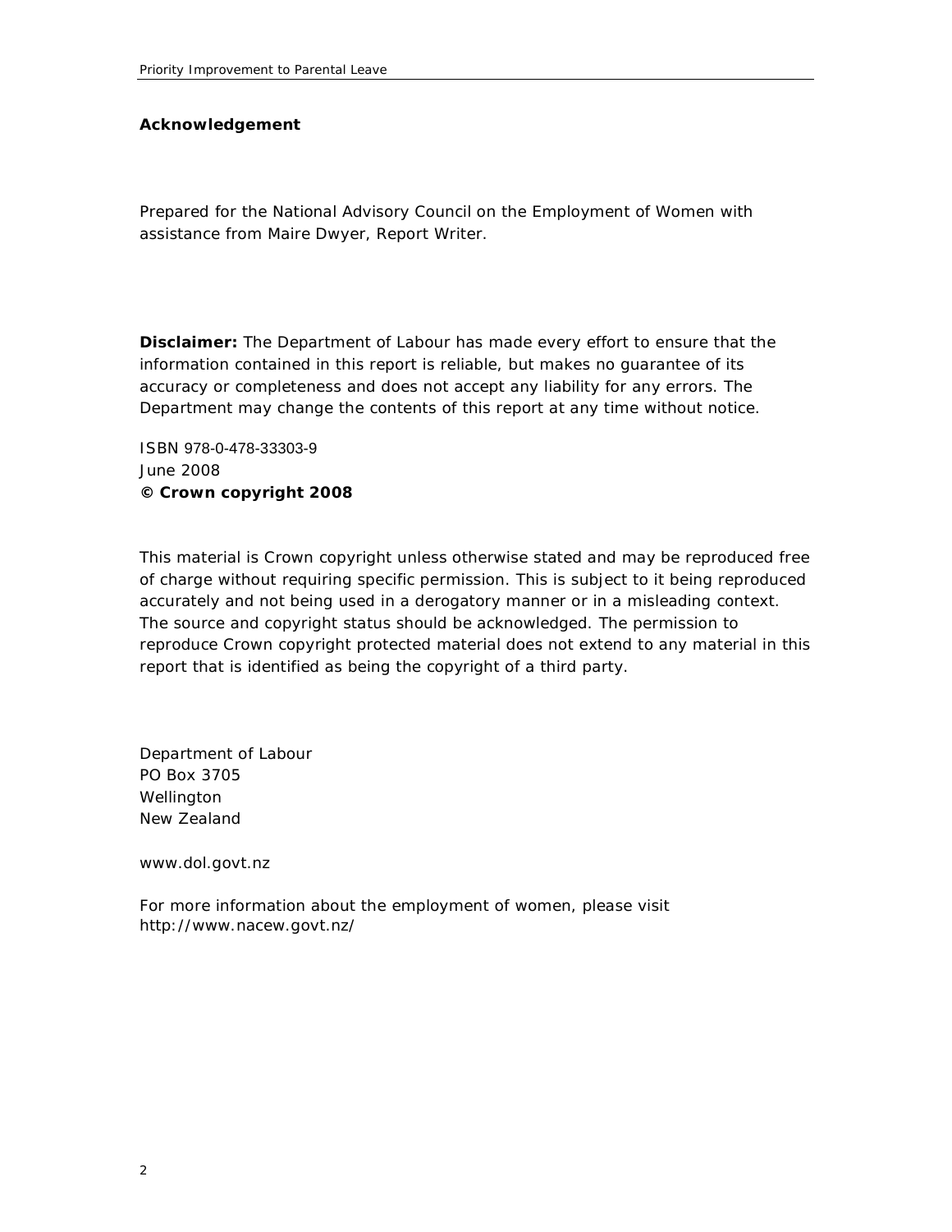**Acknowledgement**

Prepared for the National Advisory Council on the Employment of Women with assistance from Maire Dwyer, Report Writer.

**Disclaimer:** The Department of Labour has made every effort to ensure that the information contained in this report is reliable, but makes no guarantee of its accuracy or completeness and does not accept any liability for any errors. The Department may change the contents of this report at any time without notice.

ISBN 978-0-478-33303-9
June 2008
**© Crown copyright 2008**

This material is Crown copyright unless otherwise stated and may be reproduced free of charge without requiring specific permission. This is subject to it being reproduced accurately and not being used in a derogatory manner or in a misleading context. The source and copyright status should be acknowledged. The permission to reproduce Crown copyright protected material does not extend to any material in this report that is identified as being the copyright of a third party.

Department of Labour
PO Box 3705
Wellington
New Zealand

www.dol.govt.nz

For more information about the employment of women, please visit
http://www.nacew.govt.nz/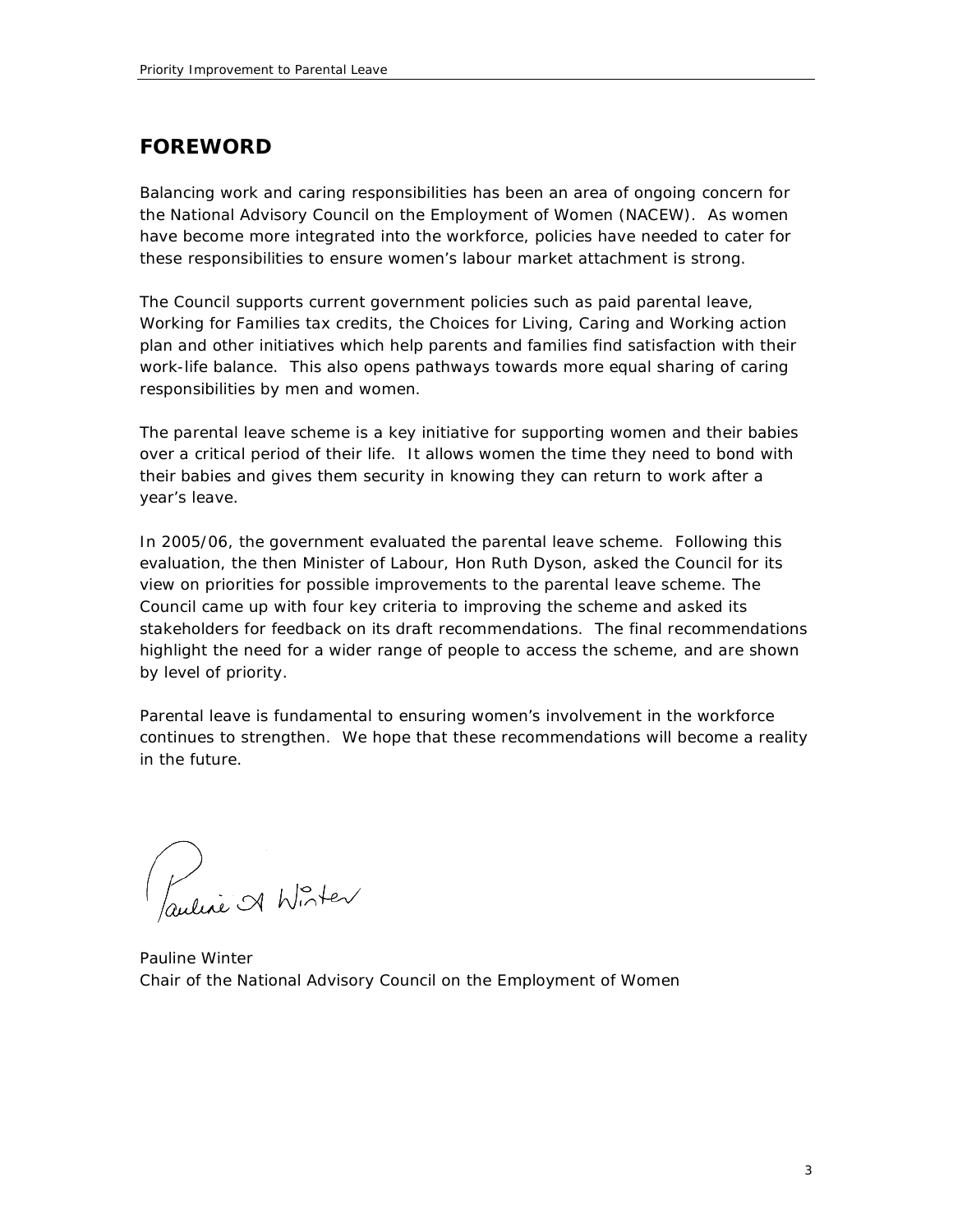## FOREWORD

Balancing work and caring responsibilities has been an area of ongoing concern for the National Advisory Council on the Employment of Women (NACEW). As women have become more integrated into the workforce, policies have needed to cater for these responsibilities to ensure women's labour market attachment is strong.

The Council supports current government policies such as paid parental leave, Working for Families tax credits, the Choices for Living, Caring and Working action plan and other initiatives which help parents and families find satisfaction with their work-life balance. This also opens pathways towards more equal sharing of caring responsibilities by men and women.

The parental leave scheme is a key initiative for supporting women and their babies over a critical period of their life. It allows women the time they need to bond with their babies and gives them security in knowing they can return to work after a year's leave.

In 2005/06, the government evaluated the parental leave scheme. Following this evaluation, the then Minister of Labour, Hon Ruth Dyson, asked the Council for its view on priorities for possible improvements to the parental leave scheme. The Council came up with four key criteria to improving the scheme and asked its stakeholders for feedback on its draft recommendations. The final recommendations highlight the need for a wider range of people to access the scheme, and are shown by level of priority.

Parental leave is fundamental to ensuring women's involvement in the workforce continues to strengthen. We hope that these recommendations will become a reality in the future.

Pauline Winter
Chair of the National Advisory Council on the Employment of Women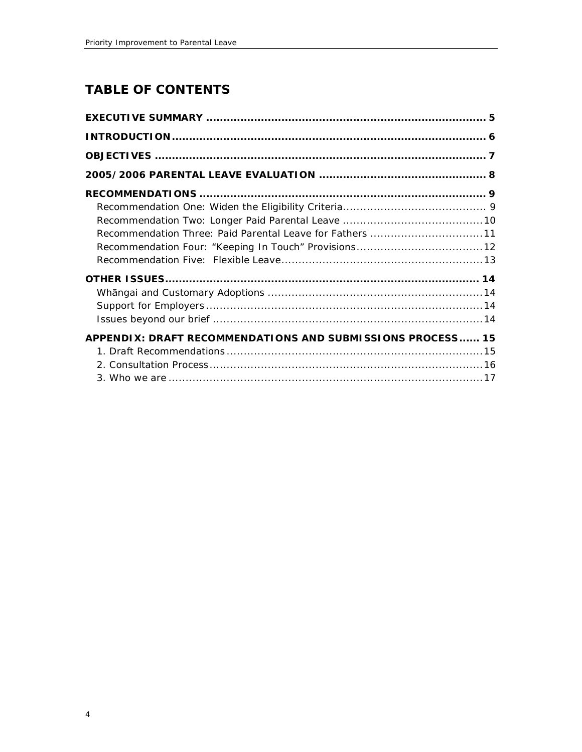## TABLE OF CONTENTS

**EXECUTIVE SUMMARY** .................................................................................. 5

**INTRODUCTION** ........................................................................................... 6

**OBJECTIVES** ................................................................................................ 7

**2005/2006 PARENTAL LEAVE EVALUATION** ................................................ 8

**RECOMMENDATIONS** .................................................................................. 9

- Recommendation One: Widen the Eligibility Criteria.......................................... 9
- Recommendation Two: Longer Paid Parental Leave .........................................10
- Recommendation Three: Paid Parental Leave for Fathers .................................11
- Recommendation Four: “Keeping In Touch” Provisions.....................................12
- Recommendation Five: Flexible Leave...........................................................13

**OTHER ISSUES**............................................................................................ 14

- Whāngai and Customary Adoptions ...............................................................14
- Support for Employers..................................................................................14
- Issues beyond our brief ...............................................................................14

**APPENDIX: DRAFT RECOMMENDATIONS AND SUBMISSIONS PROCESS**...... 15

- 1. Draft Recommendations...........................................................................15
- 2. Consultation Process................................................................................16
- 3. Who we are ............................................................................................17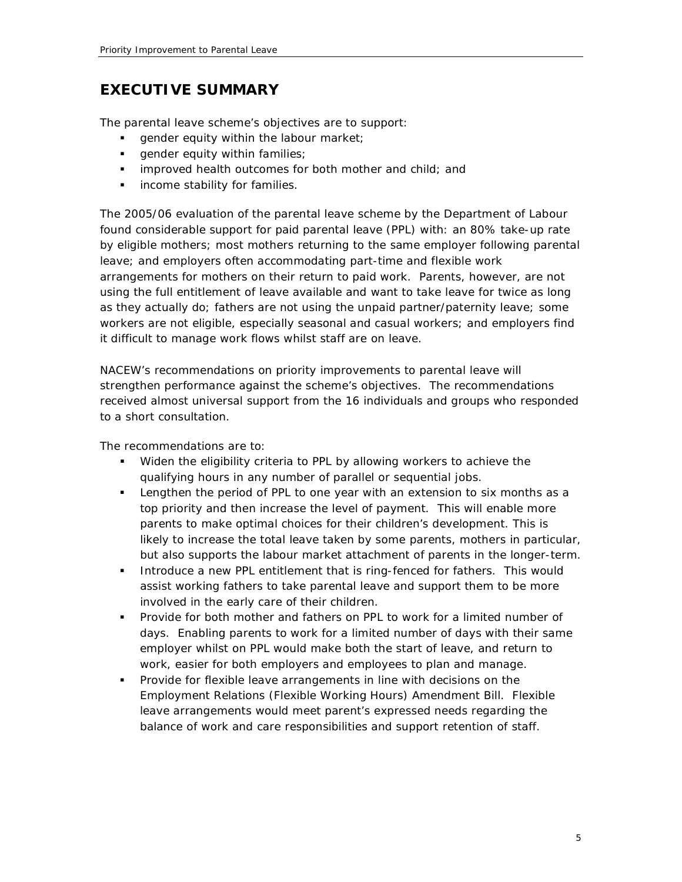# EXECUTIVE SUMMARY

The parental leave scheme's objectives are to support:

- gender equity within the labour market;
- gender equity within families;
- improved health outcomes for both mother and child; and
- income stability for families.

The 2005/06 evaluation of the parental leave scheme by the Department of Labour found considerable support for paid parental leave (PPL) with: an 80% take-up rate by eligible mothers; most mothers returning to the same employer following parental leave; and employers often accommodating part-time and flexible work arrangements for mothers on their return to paid work. Parents, however, are not using the full entitlement of leave available and want to take leave for twice as long as they actually do; fathers are not using the unpaid partner/paternity leave; some workers are not eligible, especially seasonal and casual workers; and employers find it difficult to manage work flows whilst staff are on leave.

NACEW's recommendations on priority improvements to parental leave will strengthen performance against the scheme's objectives. The recommendations received almost universal support from the 16 individuals and groups who responded to a short consultation.

The recommendations are to:

- Widen the eligibility criteria to PPL by allowing workers to achieve the qualifying hours in any number of parallel or sequential jobs.
- Lengthen the period of PPL to one year with an extension to six months as a top priority and then increase the level of payment. This will enable more parents to make optimal choices for their children's development. This is likely to increase the total leave taken by some parents, mothers in particular, but also supports the labour market attachment of parents in the longer-term.
- Introduce a new PPL entitlement that is ring-fenced for fathers. This would assist working fathers to take parental leave and support them to be more involved in the early care of their children.
- Provide for both mother and fathers on PPL to work for a limited number of days. Enabling parents to work for a limited number of days with their same employer whilst on PPL would make both the start of leave, and return to work, easier for both employers and employees to plan and manage.
- Provide for flexible leave arrangements in line with decisions on the Employment Relations (Flexible Working Hours) Amendment Bill. Flexible leave arrangements would meet parent's expressed needs regarding the balance of work and care responsibilities and support retention of staff.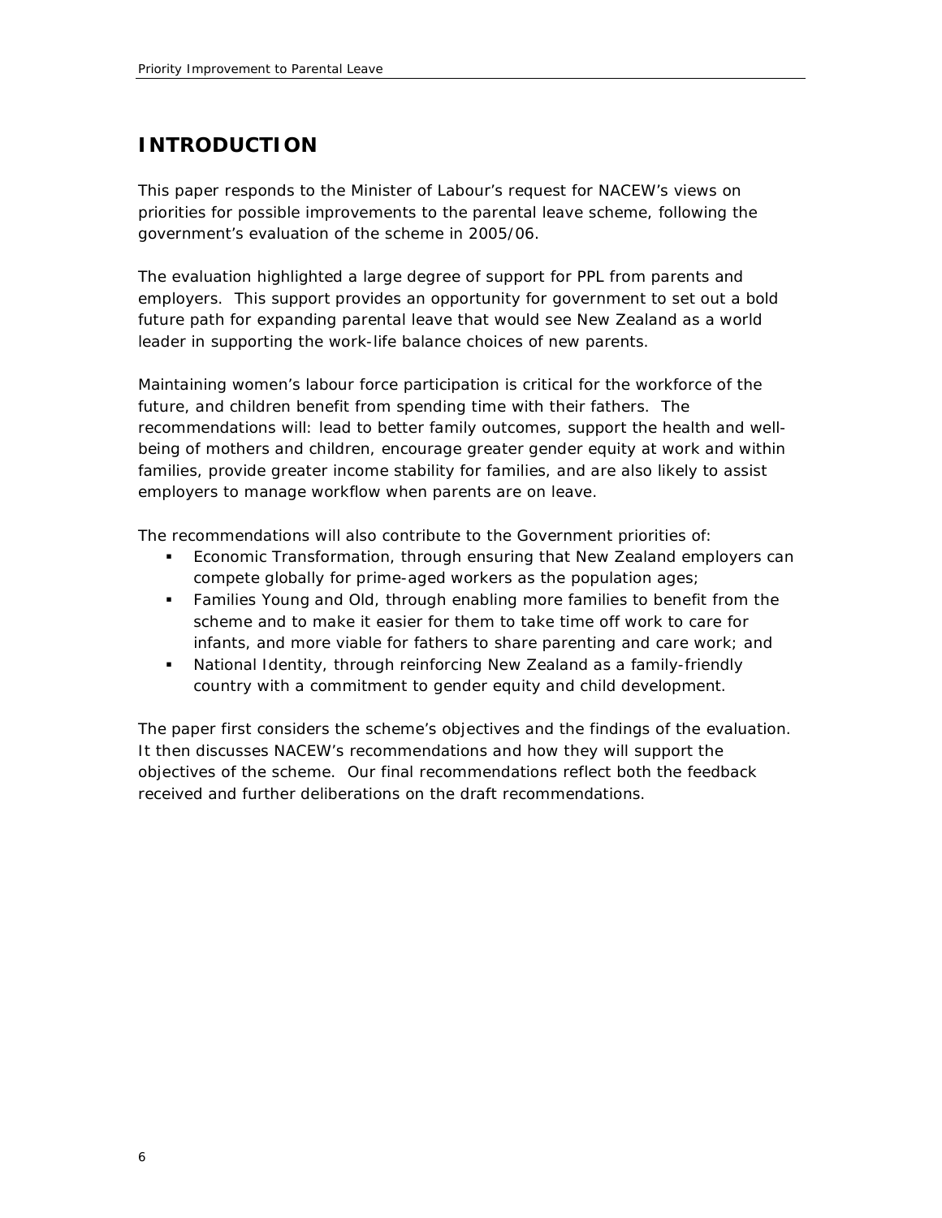# INTRODUCTION

This paper responds to the Minister of Labour's request for NACEW's views on priorities for possible improvements to the parental leave scheme, following the government's evaluation of the scheme in 2005/06.

The evaluation highlighted a large degree of support for PPL from parents and employers. This support provides an opportunity for government to set out a bold future path for expanding parental leave that would see New Zealand as a world leader in supporting the work-life balance choices of new parents.

Maintaining women's labour force participation is critical for the workforce of the future, and children benefit from spending time with their fathers. The recommendations will: lead to better family outcomes, support the health and well-being of mothers and children, encourage greater gender equity at work and within families, provide greater income stability for families, and are also likely to assist employers to manage workflow when parents are on leave.

The recommendations will also contribute to the Government priorities of:

- Economic Transformation, through ensuring that New Zealand employers can compete globally for prime-aged workers as the population ages;
- Families Young and Old, through enabling more families to benefit from the scheme and to make it easier for them to take time off work to care for infants, and more viable for fathers to share parenting and care work; and
- National Identity, through reinforcing New Zealand as a family-friendly country with a commitment to gender equity and child development.

The paper first considers the scheme's objectives and the findings of the evaluation. It then discusses NACEW's recommendations and how they will support the objectives of the scheme. Our final recommendations reflect both the feedback received and further deliberations on the draft recommendations.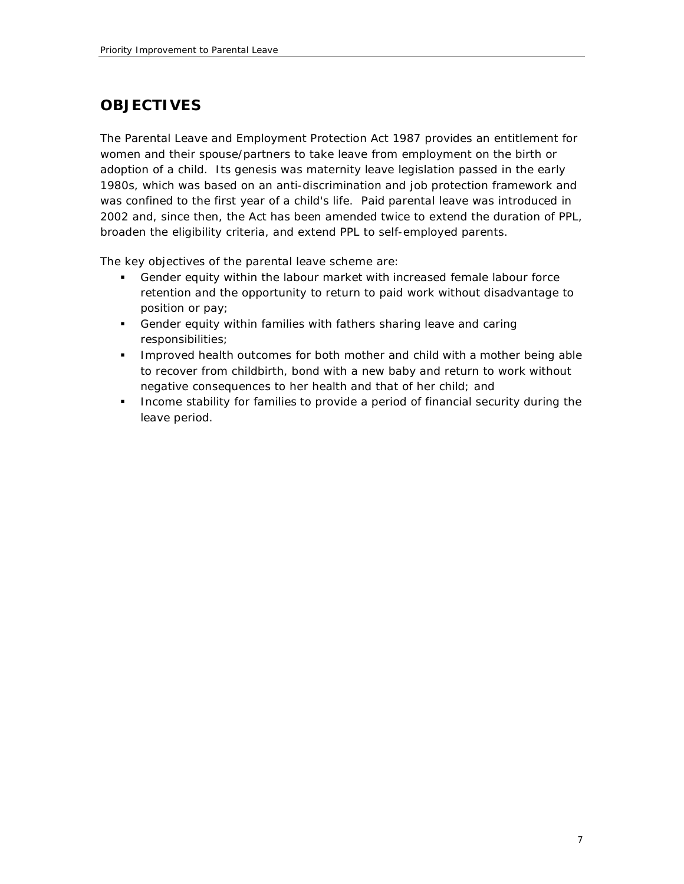## OBJECTIVES

The Parental Leave and Employment Protection Act 1987 provides an entitlement for women and their spouse/partners to take leave from employment on the birth or adoption of a child. Its genesis was maternity leave legislation passed in the early 1980s, which was based on an anti-discrimination and job protection framework and was confined to the first year of a child's life. Paid parental leave was introduced in 2002 and, since then, the Act has been amended twice to extend the duration of PPL, broaden the eligibility criteria, and extend PPL to self-employed parents.

The key objectives of the parental leave scheme are:

- Gender equity within the labour market with increased female labour force retention and the opportunity to return to paid work without disadvantage to position or pay;
- Gender equity within families with fathers sharing leave and caring responsibilities;
- Improved health outcomes for both mother and child with a mother being able to recover from childbirth, bond with a new baby and return to work without negative consequences to her health and that of her child; and
- Income stability for families to provide a period of financial security during the leave period.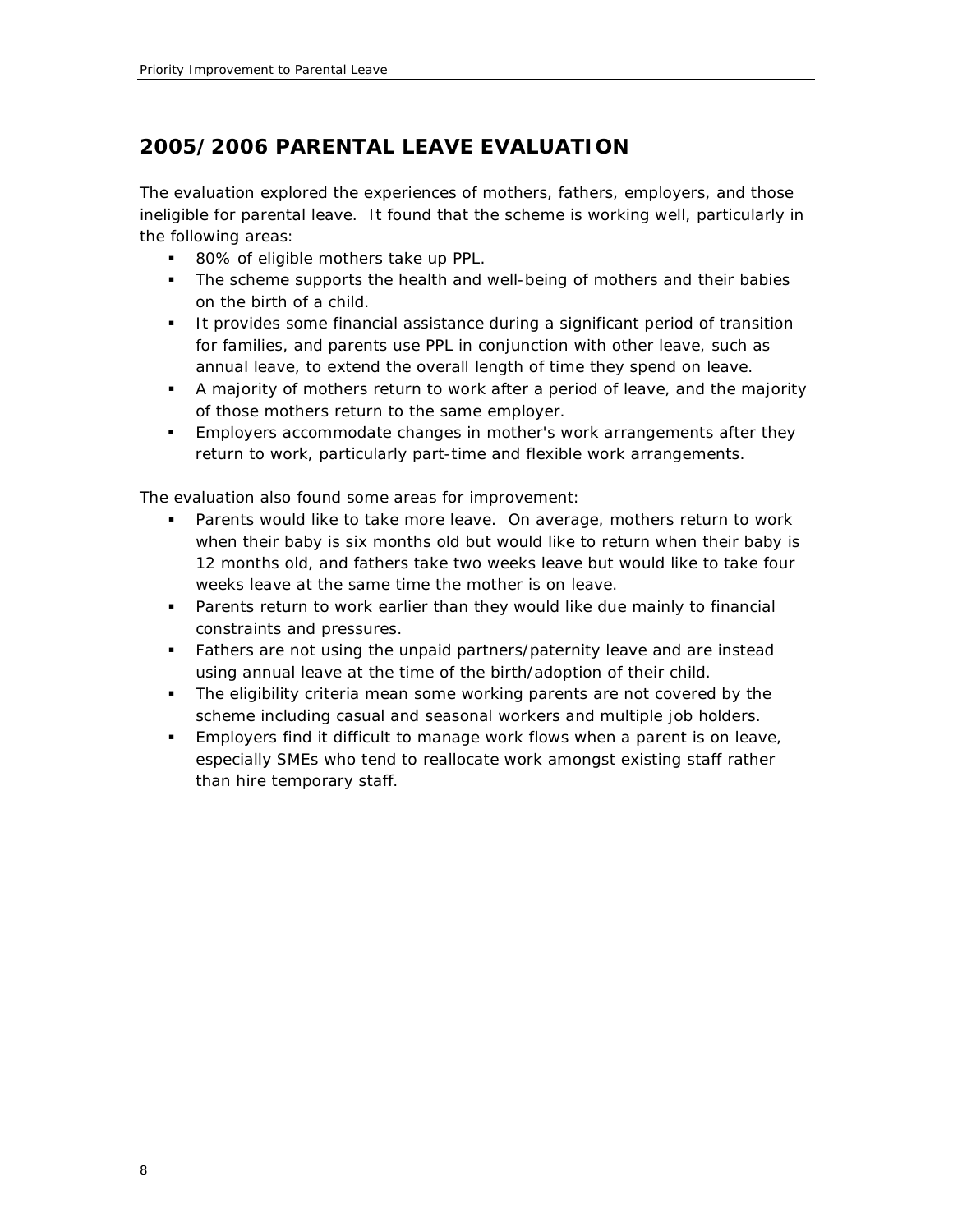## 2005/2006 PARENTAL LEAVE EVALUATION

The evaluation explored the experiences of mothers, fathers, employers, and those ineligible for parental leave. It found that the scheme is working well, particularly in the following areas:

- 80% of eligible mothers take up PPL.
- The scheme supports the health and well-being of mothers and their babies on the birth of a child.
- It provides some financial assistance during a significant period of transition for families, and parents use PPL in conjunction with other leave, such as annual leave, to extend the overall length of time they spend on leave.
- A majority of mothers return to work after a period of leave, and the majority of those mothers return to the same employer.
- Employers accommodate changes in mother's work arrangements after they return to work, particularly part-time and flexible work arrangements.

The evaluation also found some areas for improvement:

- Parents would like to take more leave. On average, mothers return to work when their baby is six months old but would like to return when their baby is 12 months old, and fathers take two weeks leave but would like to take four weeks leave at the same time the mother is on leave.
- Parents return to work earlier than they would like due mainly to financial constraints and pressures.
- Fathers are not using the unpaid partners/paternity leave and are instead using annual leave at the time of the birth/adoption of their child.
- The eligibility criteria mean some working parents are not covered by the scheme including casual and seasonal workers and multiple job holders.
- Employers find it difficult to manage work flows when a parent is on leave, especially SMEs who tend to reallocate work amongst existing staff rather than hire temporary staff.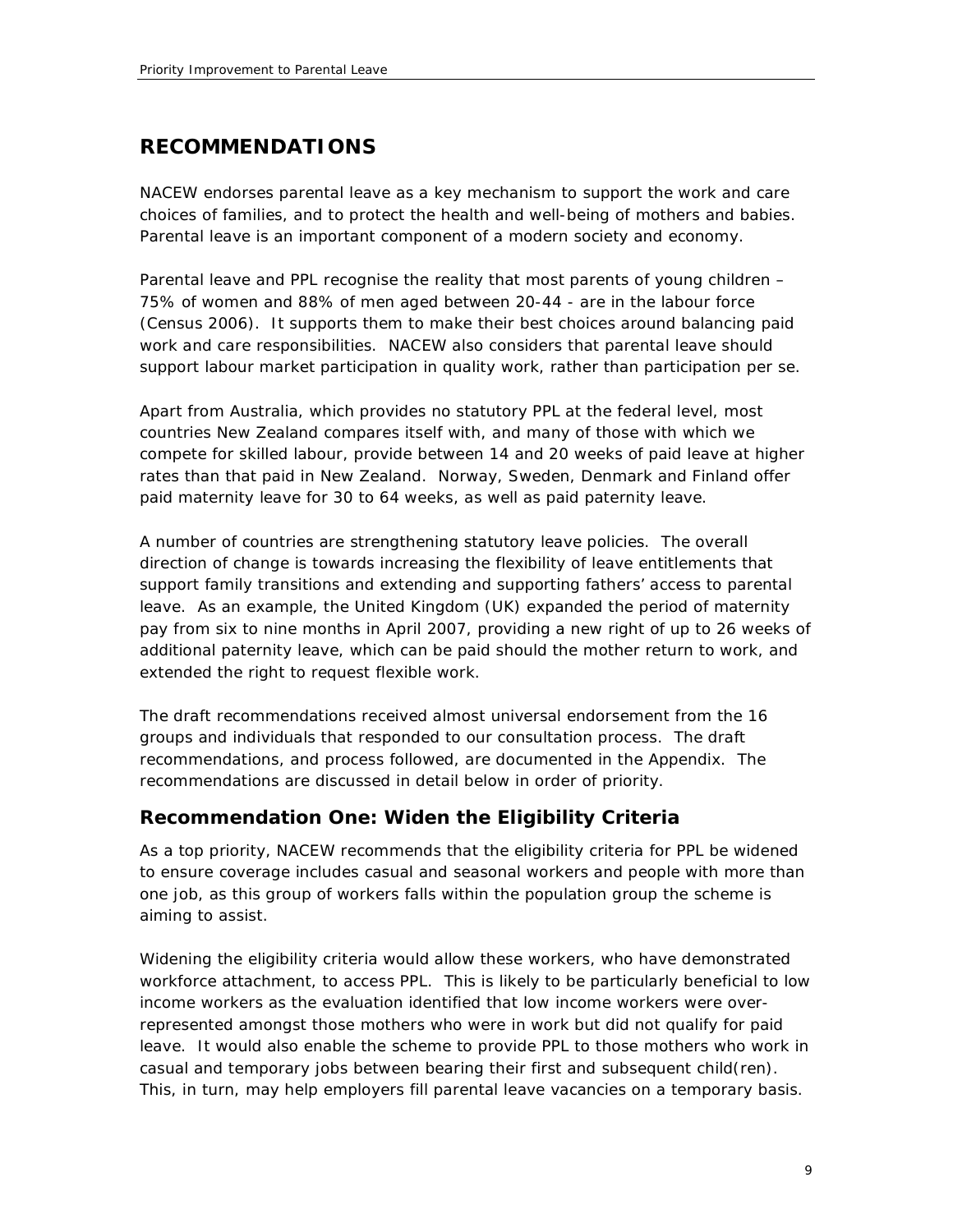# RECOMMENDATIONS

NACEW endorses parental leave as a key mechanism to support the work and care choices of families, and to protect the health and well-being of mothers and babies. Parental leave is an important component of a modern society and economy.

Parental leave and PPL recognise the reality that most parents of young children – 75% of women and 88% of men aged between 20-44 - are in the labour force (Census 2006). It supports them to make their best choices around balancing paid work and care responsibilities. NACEW also considers that parental leave should support labour market participation in quality work, rather than participation per se.

Apart from Australia, which provides no statutory PPL at the federal level, most countries New Zealand compares itself with, and many of those with which we compete for skilled labour, provide between 14 and 20 weeks of paid leave at higher rates than that paid in New Zealand. Norway, Sweden, Denmark and Finland offer paid maternity leave for 30 to 64 weeks, as well as paid paternity leave.

A number of countries are strengthening statutory leave policies. The overall direction of change is towards increasing the flexibility of leave entitlements that support family transitions and extending and supporting fathers' access to parental leave. As an example, the United Kingdom (UK) expanded the period of maternity pay from six to nine months in April 2007, providing a new right of up to 26 weeks of additional paternity leave, which can be paid should the mother return to work, and extended the right to request flexible work.

The draft recommendations received almost universal endorsement from the 16 groups and individuals that responded to our consultation process. The draft recommendations, and process followed, are documented in the Appendix. The recommendations are discussed in detail below in order of priority.

## Recommendation One: Widen the Eligibility Criteria

As a top priority, NACEW recommends that the eligibility criteria for PPL be widened to ensure coverage includes casual and seasonal workers and people with more than one job, as this group of workers falls within the population group the scheme is aiming to assist.

Widening the eligibility criteria would allow these workers, who have demonstrated workforce attachment, to access PPL. This is likely to be particularly beneficial to low income workers as the evaluation identified that low income workers were over-represented amongst those mothers who were in work but did not qualify for paid leave. It would also enable the scheme to provide PPL to those mothers who work in casual and temporary jobs between bearing their first and subsequent child(ren). This, in turn, may help employers fill parental leave vacancies on a temporary basis.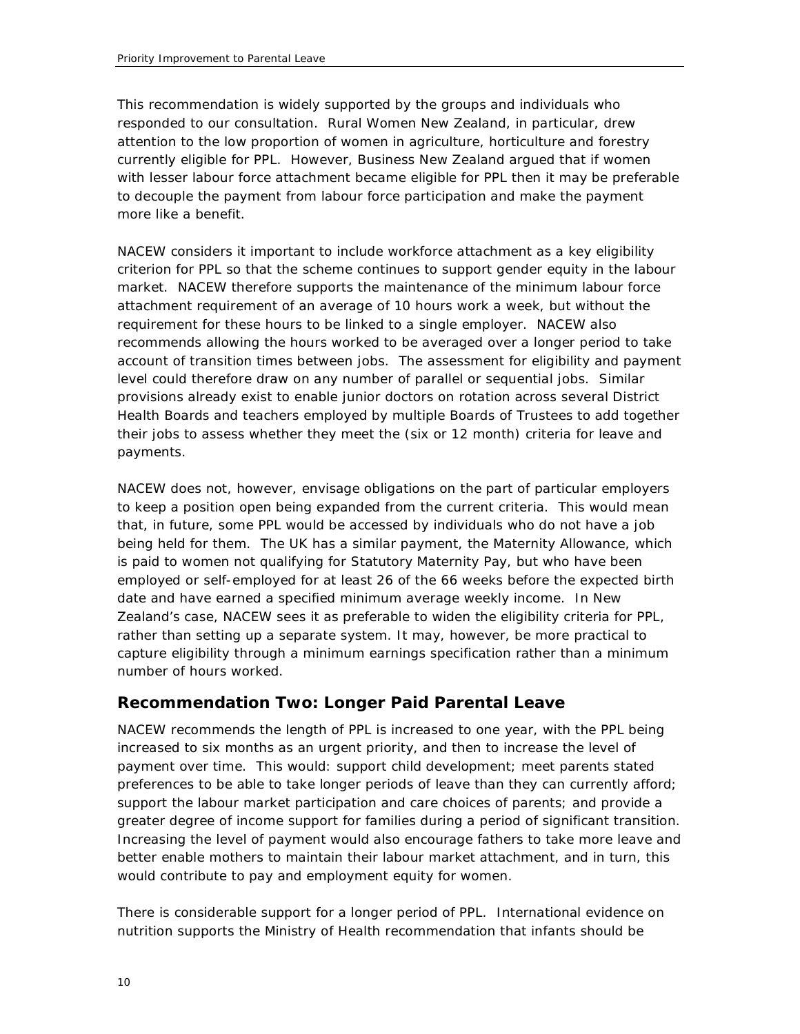This recommendation is widely supported by the groups and individuals who responded to our consultation. Rural Women New Zealand, in particular, drew attention to the low proportion of women in agriculture, horticulture and forestry currently eligible for PPL. However, Business New Zealand argued that if women with lesser labour force attachment became eligible for PPL then it may be preferable to decouple the payment from labour force participation and make the payment more like a benefit.

NACEW considers it important to include workforce attachment as a key eligibility criterion for PPL so that the scheme continues to support gender equity in the labour market. NACEW therefore supports the maintenance of the minimum labour force attachment requirement of an average of 10 hours work a week, but without the requirement for these hours to be linked to a single employer. NACEW also recommends allowing the hours worked to be averaged over a longer period to take account of transition times between jobs. The assessment for eligibility and payment level could therefore draw on any number of parallel or sequential jobs. Similar provisions already exist to enable junior doctors on rotation across several District Health Boards and teachers employed by multiple Boards of Trustees to add together their jobs to assess whether they meet the (six or 12 month) criteria for leave and payments.

NACEW does not, however, envisage obligations on the part of particular employers to keep a position open being expanded from the current criteria. This would mean that, in future, some PPL would be accessed by individuals who do not have a job being held for them. The UK has a similar payment, the Maternity Allowance, which is paid to women not qualifying for Statutory Maternity Pay, but who have been employed or self-employed for at least 26 of the 66 weeks before the expected birth date and have earned a specified minimum average weekly income. In New Zealand's case, NACEW sees it as preferable to widen the eligibility criteria for PPL, rather than setting up a separate system. It may, however, be more practical to capture eligibility through a minimum earnings specification rather than a minimum number of hours worked.

## Recommendation Two: Longer Paid Parental Leave

NACEW recommends the length of PPL is increased to one year, with the PPL being increased to six months as an urgent priority, and then to increase the level of payment over time. This would: support child development; meet parents stated preferences to be able to take longer periods of leave than they can currently afford; support the labour market participation and care choices of parents; and provide a greater degree of income support for families during a period of significant transition. Increasing the level of payment would also encourage fathers to take more leave and better enable mothers to maintain their labour market attachment, and in turn, this would contribute to pay and employment equity for women.

There is considerable support for a longer period of PPL. International evidence on nutrition supports the Ministry of Health recommendation that infants should be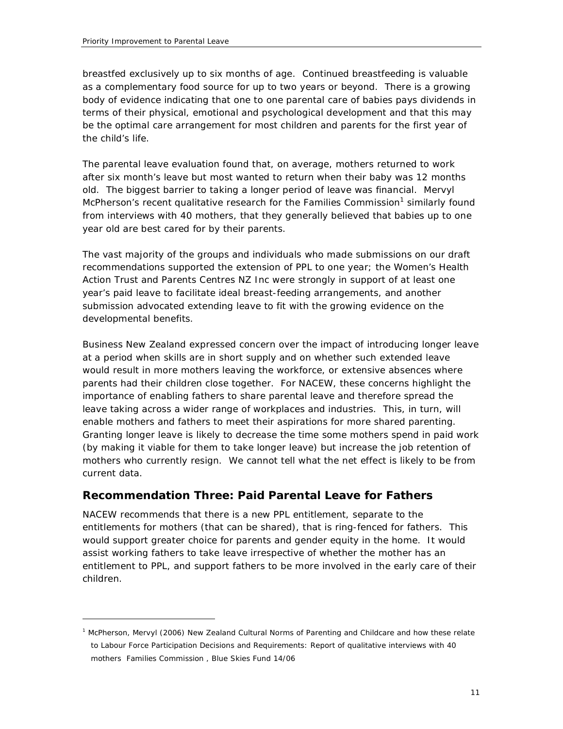breastfed exclusively up to six months of age. Continued breastfeeding is valuable as a complementary food source for up to two years or beyond. There is a growing body of evidence indicating that one to one parental care of babies pays dividends in terms of their physical, emotional and psychological development and that this may be the optimal care arrangement for most children and parents for the first year of the child's life.

The parental leave evaluation found that, on average, mothers returned to work after six month's leave but most wanted to return when their baby was 12 months old. The biggest barrier to taking a longer period of leave was financial. Mervyl McPherson's recent qualitative research for the Families Commission[1] similarly found from interviews with 40 mothers, that they generally believed that babies up to one year old are best cared for by their parents.

The vast majority of the groups and individuals who made submissions on our draft recommendations supported the extension of PPL to one year; the Women's Health Action Trust and Parents Centres NZ Inc were strongly in support of at least one year's paid leave to facilitate ideal breast-feeding arrangements, and another submission advocated extending leave to fit with the growing evidence on the developmental benefits.

Business New Zealand expressed concern over the impact of introducing longer leave at a period when skills are in short supply and on whether such extended leave would result in more mothers leaving the workforce, or extensive absences where parents had their children close together. For NACEW, these concerns highlight the importance of enabling fathers to share parental leave and therefore spread the leave taking across a wider range of workplaces and industries. This, in turn, will enable mothers and fathers to meet their aspirations for more shared parenting. Granting longer leave is likely to decrease the time some mothers spend in paid work (by making it viable for them to take longer leave) but increase the job retention of mothers who currently resign. We cannot tell what the net effect is likely to be from current data.

## Recommendation Three: Paid Parental Leave for Fathers

NACEW recommends that there is a new PPL entitlement, separate to the entitlements for mothers (that can be shared), that is ring-fenced for fathers. This would support greater choice for parents and gender equity in the home. It would assist working fathers to take leave irrespective of whether the mother has an entitlement to PPL, and support fathers to be more involved in the early care of their children.

---

[1] McPherson, Mervyl (2006) New Zealand Cultural Norms of Parenting and Childcare and how these relate to Labour Force Participation Decisions and Requirements: Report of qualitative interviews with 40 mothers Families Commission , Blue Skies Fund 14/06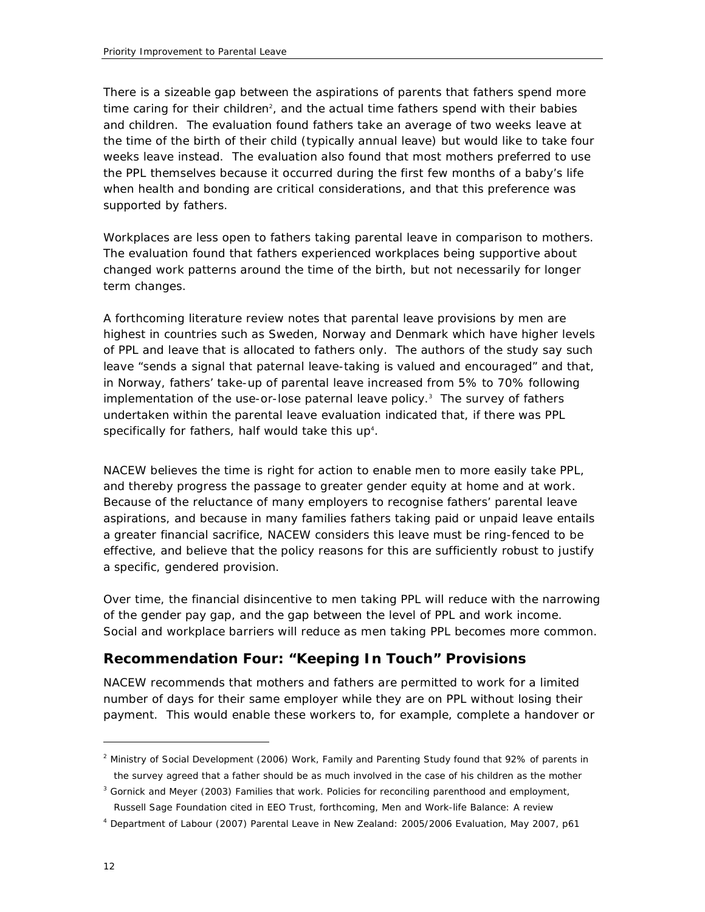There is a sizeable gap between the aspirations of parents that fathers spend more time caring for their children[2], and the actual time fathers spend with their babies and children. The evaluation found fathers take an average of two weeks leave at the time of the birth of their child (typically annual leave) but would like to take four weeks leave instead. The evaluation also found that most mothers preferred to use the PPL themselves because it occurred during the first few months of a baby's life when health and bonding are critical considerations, and that this preference was supported by fathers.

Workplaces are less open to fathers taking parental leave in comparison to mothers. The evaluation found that fathers experienced workplaces being supportive about changed work patterns around the time of the birth, but not necessarily for longer term changes.

A forthcoming literature review notes that parental leave provisions by men are highest in countries such as Sweden, Norway and Denmark which have higher levels of PPL and leave that is allocated to fathers only. The authors of the study say such leave "sends a signal that paternal leave-taking is valued and encouraged" and that, in Norway, fathers' take-up of parental leave increased from 5% to 70% following implementation of the use-or-lose paternal leave policy.[3] The survey of fathers undertaken within the parental leave evaluation indicated that, if there was PPL specifically for fathers, half would take this up[4].

NACEW believes the time is right for action to enable men to more easily take PPL, and thereby progress the passage to greater gender equity at home and at work. Because of the reluctance of many employers to recognise fathers' parental leave aspirations, and because in many families fathers taking paid or unpaid leave entails a greater financial sacrifice, NACEW considers this leave must be ring-fenced to be effective, and believe that the policy reasons for this are sufficiently robust to justify a specific, gendered provision.

Over time, the financial disincentive to men taking PPL will reduce with the narrowing of the gender pay gap, and the gap between the level of PPL and work income. Social and workplace barriers will reduce as men taking PPL becomes more common.

## Recommendation Four: "Keeping In Touch" Provisions

NACEW recommends that mothers and fathers are permitted to work for a limited number of days for their same employer while they are on PPL without losing their payment. This would enable these workers to, for example, complete a handover or

---

[2] Ministry of Social Development (2006) Work, Family and Parenting Study found that 92% of parents in the survey agreed that a father should be as much involved in the case of his children as the mother

[3] Gornick and Meyer (2003) Families that work. Policies for reconciling parenthood and employment, Russell Sage Foundation cited in EEO Trust, forthcoming, Men and Work-life Balance: A review

[4] Department of Labour (2007) Parental Leave in New Zealand: 2005/2006 Evaluation, May 2007, p61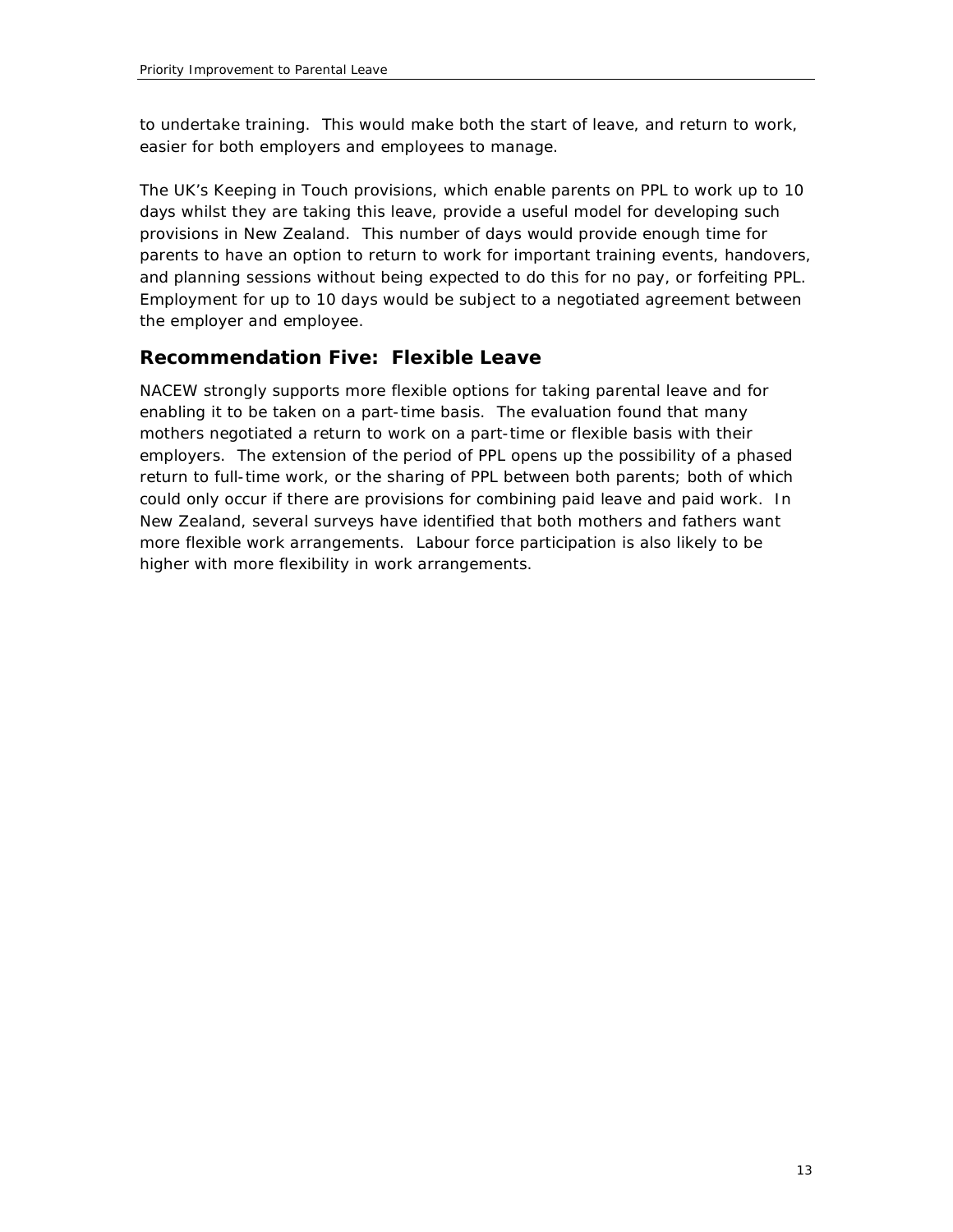to undertake training. This would make both the start of leave, and return to work, easier for both employers and employees to manage.

The UK's Keeping in Touch provisions, which enable parents on PPL to work up to 10 days whilst they are taking this leave, provide a useful model for developing such provisions in New Zealand. This number of days would provide enough time for parents to have an option to return to work for important training events, handovers, and planning sessions without being expected to do this for no pay, or forfeiting PPL. Employment for up to 10 days would be subject to a negotiated agreement between the employer and employee.

## Recommendation Five: Flexible Leave

NACEW strongly supports more flexible options for taking parental leave and for enabling it to be taken on a part-time basis. The evaluation found that many mothers negotiated a return to work on a part-time or flexible basis with their employers. The extension of the period of PPL opens up the possibility of a phased return to full-time work, or the sharing of PPL between both parents; both of which could only occur if there are provisions for combining paid leave and paid work. In New Zealand, several surveys have identified that both mothers and fathers want more flexible work arrangements. Labour force participation is also likely to be higher with more flexibility in work arrangements.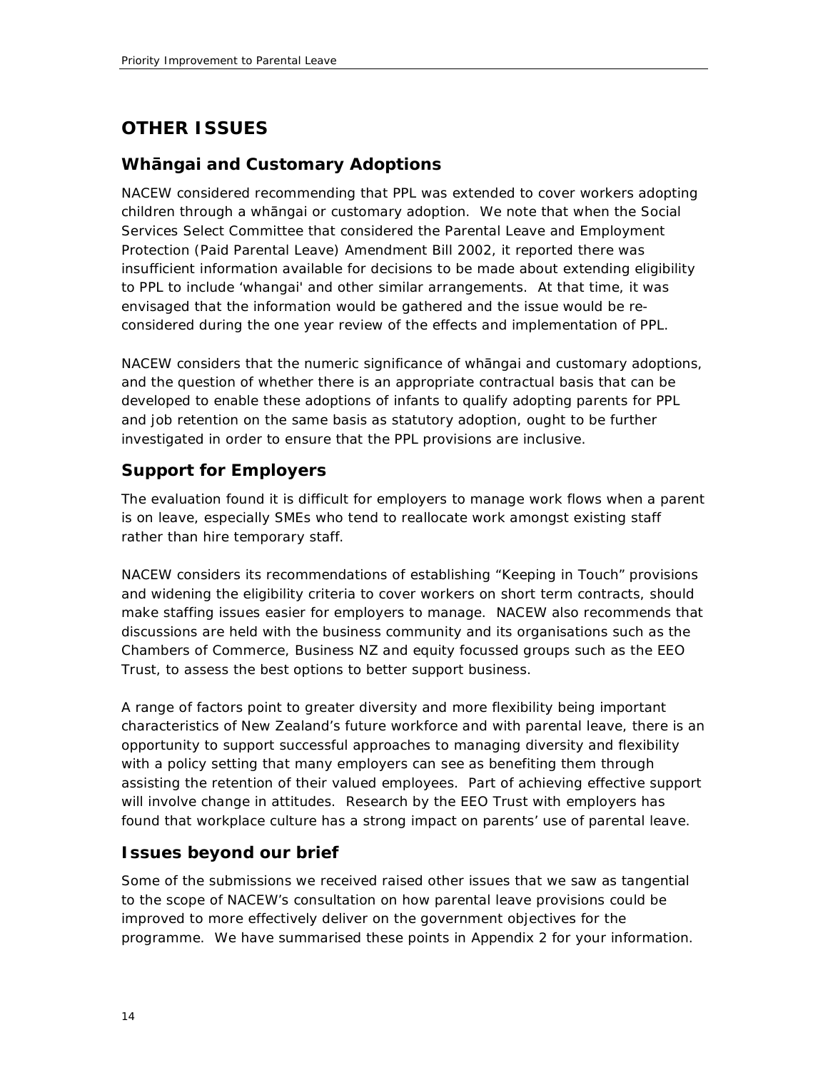# OTHER ISSUES

## Whāngai and Customary Adoptions

NACEW considered recommending that PPL was extended to cover workers adopting children through a whāngai or customary adoption. We note that when the Social Services Select Committee that considered the Parental Leave and Employment Protection (Paid Parental Leave) Amendment Bill 2002, it reported there was insufficient information available for decisions to be made about extending eligibility to PPL to include 'whangai' and other similar arrangements. At that time, it was envisaged that the information would be gathered and the issue would be re-considered during the one year review of the effects and implementation of PPL.

NACEW considers that the numeric significance of whāngai and customary adoptions, and the question of whether there is an appropriate contractual basis that can be developed to enable these adoptions of infants to qualify adopting parents for PPL and job retention on the same basis as statutory adoption, ought to be further investigated in order to ensure that the PPL provisions are inclusive.

## Support for Employers

The evaluation found it is difficult for employers to manage work flows when a parent is on leave, especially SMEs who tend to reallocate work amongst existing staff rather than hire temporary staff.

NACEW considers its recommendations of establishing "Keeping in Touch" provisions and widening the eligibility criteria to cover workers on short term contracts, should make staffing issues easier for employers to manage. NACEW also recommends that discussions are held with the business community and its organisations such as the Chambers of Commerce, Business NZ and equity focussed groups such as the EEO Trust, to assess the best options to better support business.

A range of factors point to greater diversity and more flexibility being important characteristics of New Zealand's future workforce and with parental leave, there is an opportunity to support successful approaches to managing diversity and flexibility with a policy setting that many employers can see as benefiting them through assisting the retention of their valued employees. Part of achieving effective support will involve change in attitudes. Research by the EEO Trust with employers has found that workplace culture has a strong impact on parents' use of parental leave.

## Issues beyond our brief

Some of the submissions we received raised other issues that we saw as tangential to the scope of NACEW's consultation on how parental leave provisions could be improved to more effectively deliver on the government objectives for the programme. We have summarised these points in Appendix 2 for your information.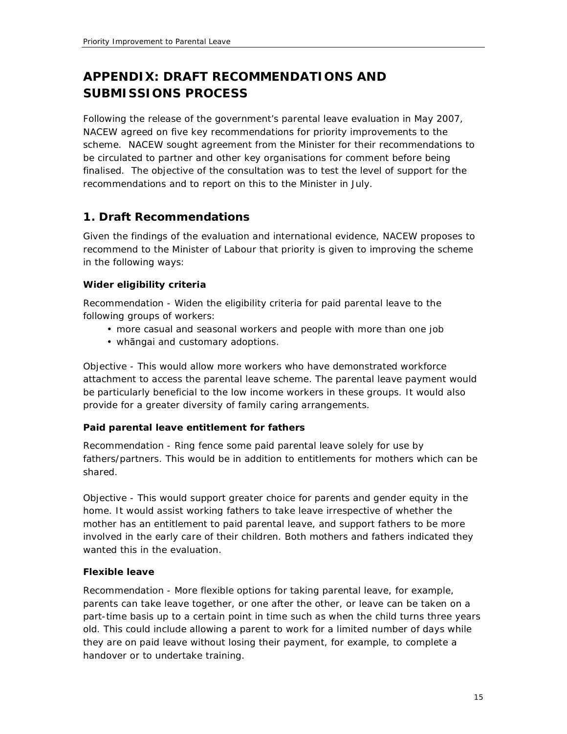# APPENDIX: DRAFT RECOMMENDATIONS AND SUBMISSIONS PROCESS

Following the release of the government's parental leave evaluation in May 2007, NACEW agreed on five key recommendations for priority improvements to the scheme. NACEW sought agreement from the Minister for their recommendations to be circulated to partner and other key organisations for comment before being finalised. The objective of the consultation was to test the level of support for the recommendations and to report on this to the Minister in July.

## 1. Draft Recommendations

Given the findings of the evaluation and international evidence, NACEW proposes to recommend to the Minister of Labour that priority is given to improving the scheme in the following ways:

### Wider eligibility criteria

Recommendation - Widen the eligibility criteria for paid parental leave to the following groups of workers:

- more casual and seasonal workers and people with more than one job
- whāngai and customary adoptions.

Objective - This would allow more workers who have demonstrated workforce attachment to access the parental leave scheme. The parental leave payment would be particularly beneficial to the low income workers in these groups. It would also provide for a greater diversity of family caring arrangements.

### Paid parental leave entitlement for fathers

Recommendation - Ring fence some paid parental leave solely for use by fathers/partners. This would be in addition to entitlements for mothers which can be shared.

Objective - This would support greater choice for parents and gender equity in the home. It would assist working fathers to take leave irrespective of whether the mother has an entitlement to paid parental leave, and support fathers to be more involved in the early care of their children. Both mothers and fathers indicated they wanted this in the evaluation.

### Flexible leave

Recommendation - More flexible options for taking parental leave, for example, parents can take leave together, or one after the other, or leave can be taken on a part-time basis up to a certain point in time such as when the child turns three years old. This could include allowing a parent to work for a limited number of days while they are on paid leave without losing their payment, for example, to complete a handover or to undertake training.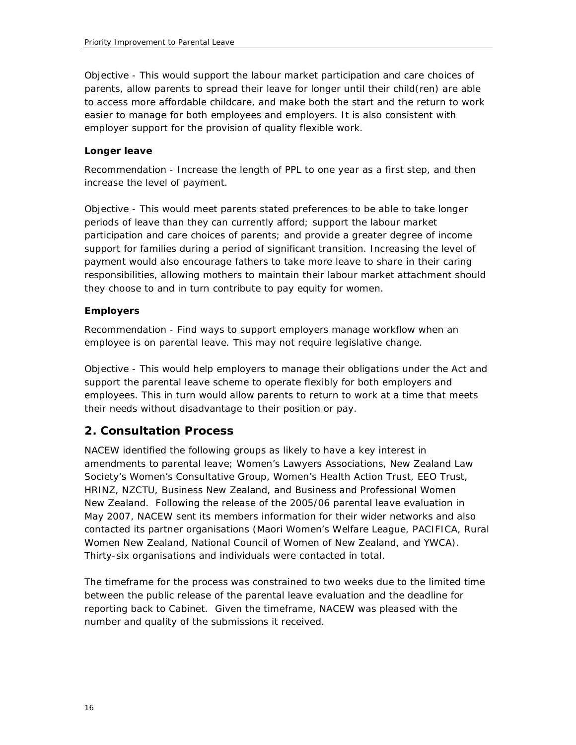Objective - This would support the labour market participation and care choices of parents, allow parents to spread their leave for longer until their child(ren) are able to access more affordable childcare, and make both the start and the return to work easier to manage for both employees and employers. It is also consistent with employer support for the provision of quality flexible work.

### Longer leave

Recommendation - Increase the length of PPL to one year as a first step, and then increase the level of payment.

Objective - This would meet parents stated preferences to be able to take longer periods of leave than they can currently afford; support the labour market participation and care choices of parents; and provide a greater degree of income support for families during a period of significant transition. Increasing the level of payment would also encourage fathers to take more leave to share in their caring responsibilities, allowing mothers to maintain their labour market attachment should they choose to and in turn contribute to pay equity for women.

### Employers

Recommendation - Find ways to support employers manage workflow when an employee is on parental leave. This may not require legislative change.

Objective - This would help employers to manage their obligations under the Act and support the parental leave scheme to operate flexibly for both employers and employees. This in turn would allow parents to return to work at a time that meets their needs without disadvantage to their position or pay.

## 2. Consultation Process

NACEW identified the following groups as likely to have a key interest in amendments to parental leave; Women's Lawyers Associations, New Zealand Law Society's Women's Consultative Group, Women's Health Action Trust, EEO Trust, HRINZ, NZCTU, Business New Zealand, and Business and Professional Women New Zealand. Following the release of the 2005/06 parental leave evaluation in May 2007, NACEW sent its members information for their wider networks and also contacted its partner organisations (Maori Women's Welfare League, PACIFICA, Rural Women New Zealand, National Council of Women of New Zealand, and YWCA). Thirty-six organisations and individuals were contacted in total.

The timeframe for the process was constrained to two weeks due to the limited time between the public release of the parental leave evaluation and the deadline for reporting back to Cabinet. Given the timeframe, NACEW was pleased with the number and quality of the submissions it received.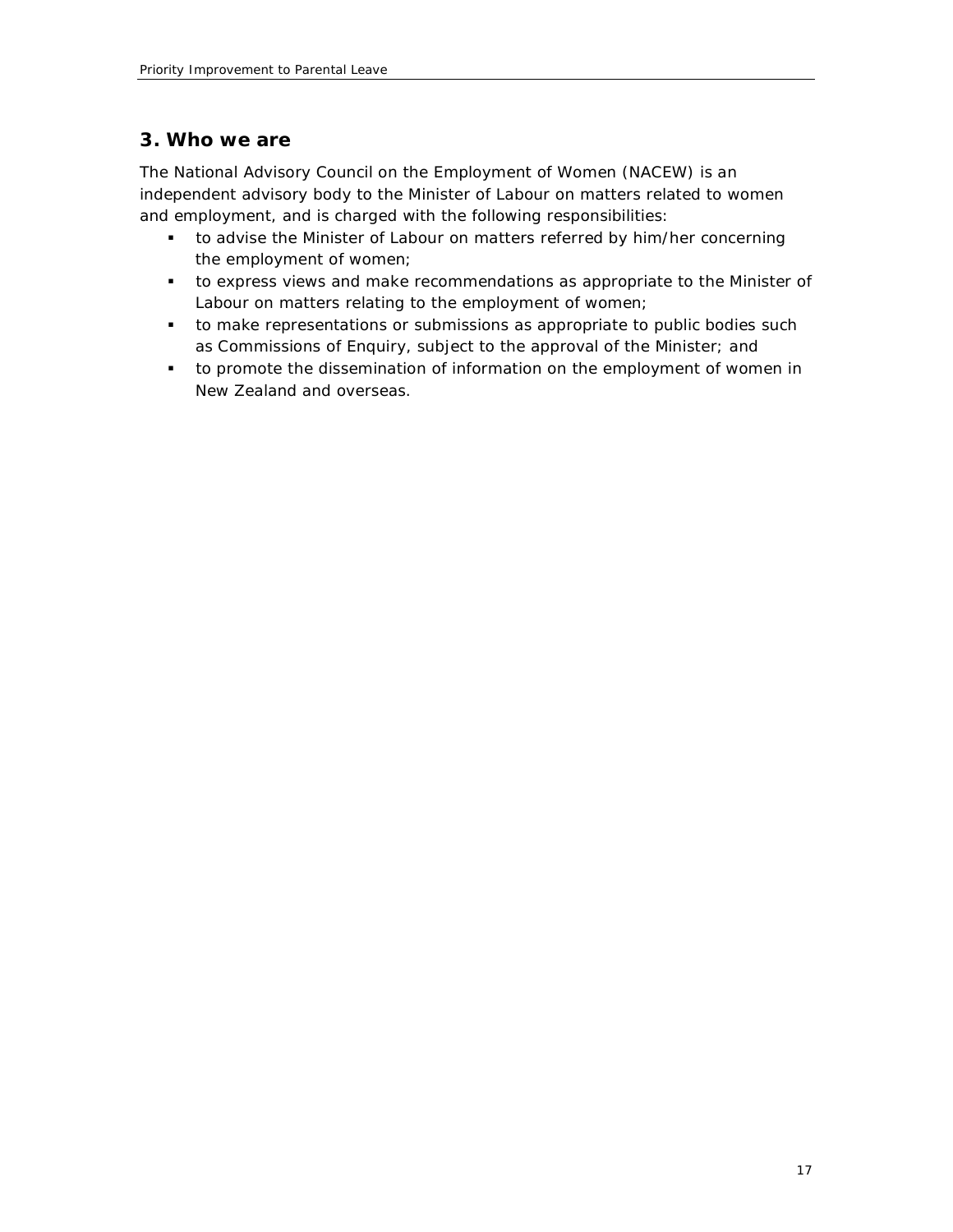## 3. Who we are

The National Advisory Council on the Employment of Women (NACEW) is an independent advisory body to the Minister of Labour on matters related to women and employment, and is charged with the following responsibilities:

- to advise the Minister of Labour on matters referred by him/her concerning the employment of women;
- to express views and make recommendations as appropriate to the Minister of Labour on matters relating to the employment of women;
- to make representations or submissions as appropriate to public bodies such as Commissions of Enquiry, subject to the approval of the Minister; and
- to promote the dissemination of information on the employment of women in New Zealand and overseas.